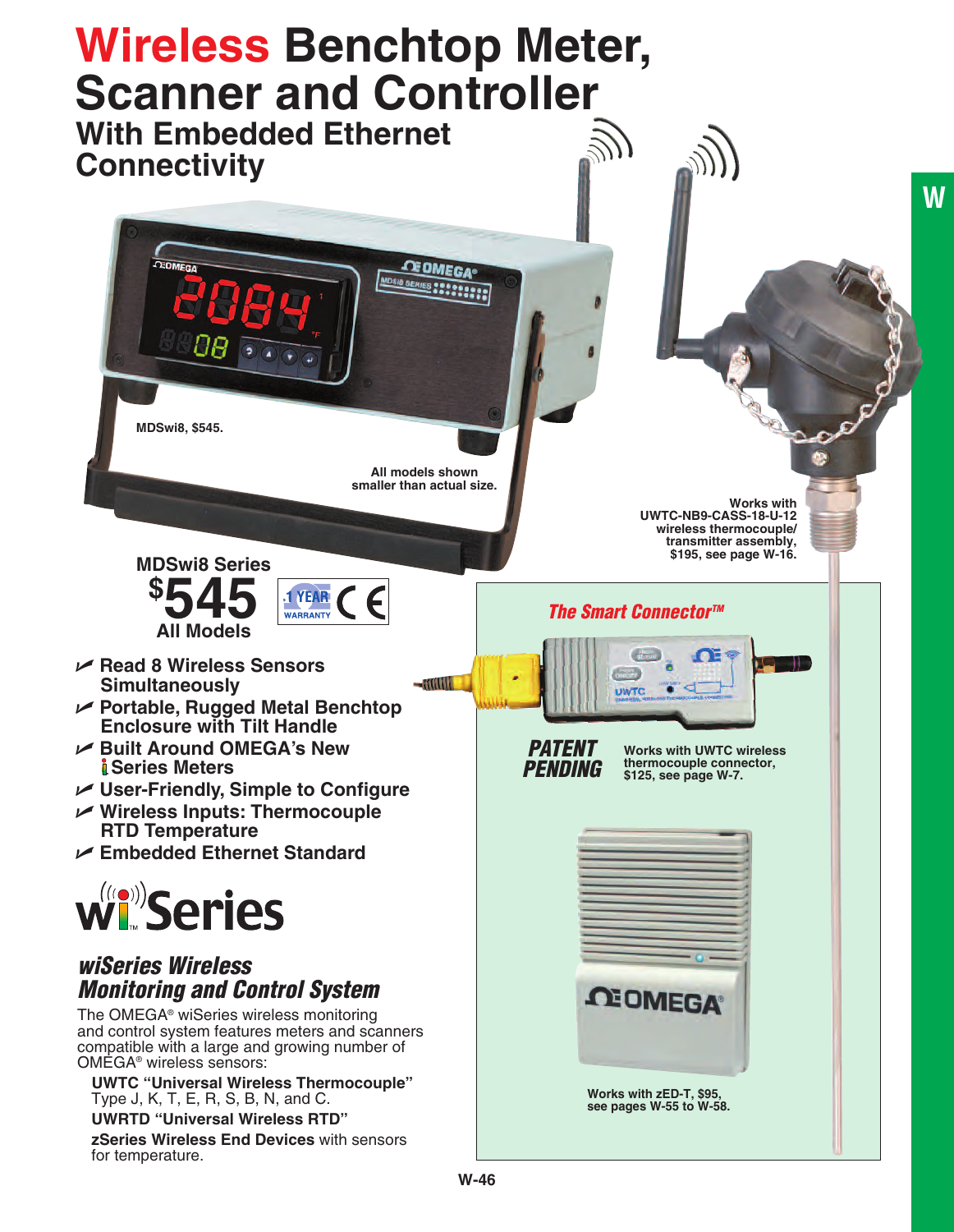# Wireless Benchtop Meter, Scanner and Controller

## With Embedded Ethernet Connectivity

MDSwi8, $545.

All models shown smaller than actual size.

Works with UWTC-NB9-CASS-18-U-12 wireless thermocouple/ transmitter assembly, $195, see page W-16.

**MDSwi8 Series**

**$545**

**All Models**

1 YEAR WARRANTY

- **Read 8 Wireless Sensors Simultaneously**
- **Portable, Rugged Metal Benchtop Enclosure with Tilt Handle**
- **Built Around OMEGA's New i Series Meters**
- **User-Friendly, Simple to Configure**
- **Wireless Inputs: Thermocouple RTD Temperature**
- **Embedded Ethernet Standard**

***The Smart Connector™***

***PATENT PENDING***

Works with UWTC wireless thermocouple connector, $125, see page W-7.

Works with zED-T, $95, see pages W-55 to W-58.

**wi Series**

### *wiSeries Wireless Monitoring and Control System*

The OMEGA® wiSeries wireless monitoring and control system features meters and scanners compatible with a large and growing number of OMEGA® wireless sensors:

**UWTC "Universal Wireless Thermocouple"** Type J, K, T, E, R, S, B, N, and C.

**UWRTD "Universal Wireless RTD"**

**zSeries Wireless End Devices** with sensors for temperature.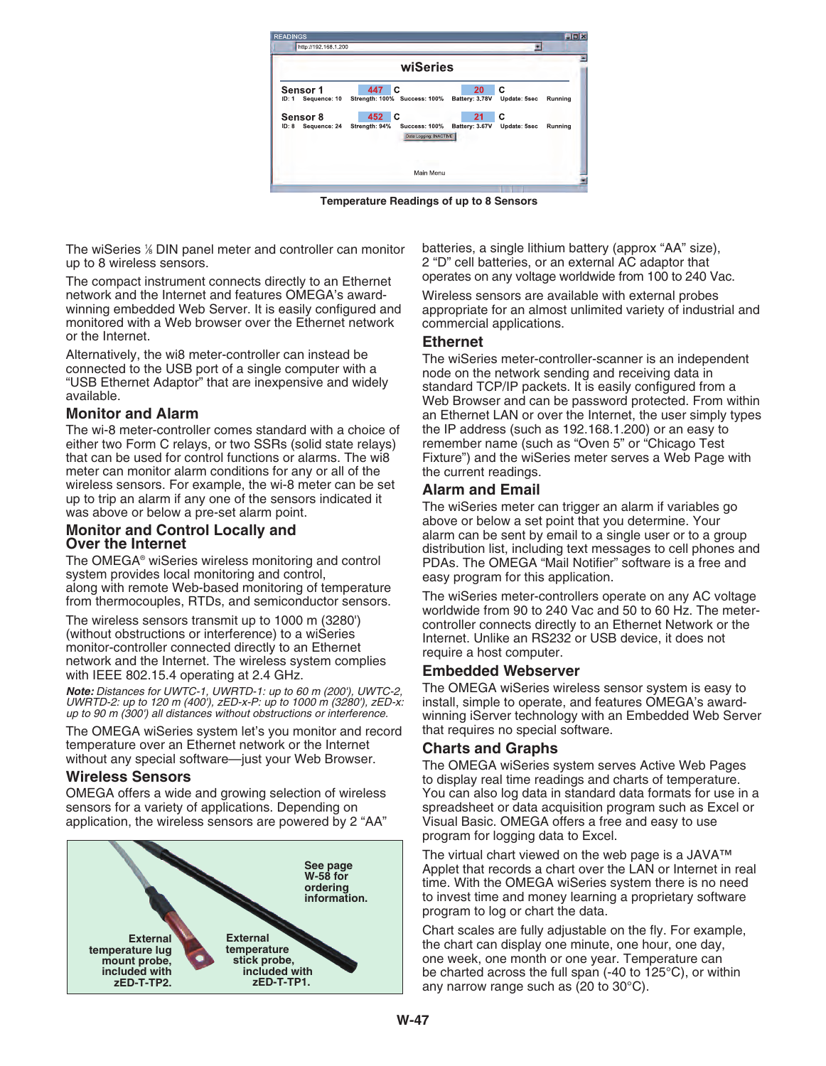Temperature Readings of up to 8 Sensors

The wiSeries ⅛ DIN panel meter and controller can monitor up to 8 wireless sensors.

The compact instrument connects directly to an Ethernet network and the Internet and features OMEGA's award-winning embedded Web Server. It is easily configured and monitored with a Web browser over the Ethernet network or the Internet.

Alternatively, the wi8 meter-controller can instead be connected to the USB port of a single computer with a "USB Ethernet Adaptor" that are inexpensive and widely available.

## Monitor and Alarm

The wi-8 meter-controller comes standard with a choice of either two Form C relays, or two SSRs (solid state relays) that can be used for control functions or alarms. The wi8 meter can monitor alarm conditions for any or all of the wireless sensors. For example, the wi-8 meter can be set up to trip an alarm if any one of the sensors indicated it was above or below a pre-set alarm point.

## Monitor and Control Locally and Over the Internet

The OMEGA® wiSeries wireless monitoring and control system provides local monitoring and control, along with remote Web-based monitoring of temperature from thermocouples, RTDs, and semiconductor sensors.

The wireless sensors transmit up to 1000 m (3280') (without obstructions or interference) to a wiSeries monitor-controller connected directly to an Ethernet network and the Internet. The wireless system complies with IEEE 802.15.4 operating at 2.4 GHz.

***Note:*** *Distances for UWTC-1, UWRTD-1: up to 60 m (200'), UWTC-2, UWRTD-2: up to 120 m (400'), zED-x-P: up to 1000 m (3280'), zED-x: up to 90 m (300') all distances without obstructions or interference.*

The OMEGA wiSeries system let's you monitor and record temperature over an Ethernet network or the Internet without any special software—just your Web Browser.

## Wireless Sensors

OMEGA offers a wide and growing selection of wireless sensors for a variety of applications. Depending on application, the wireless sensors are powered by 2 "AA" batteries, a single lithium battery (approx "AA" size), 2 "D" cell batteries, or an external AC adaptor that operates on any voltage worldwide from 100 to 240 Vac.

Wireless sensors are available with external probes appropriate for an almost unlimited variety of industrial and commercial applications.

**See page W-58 for ordering information.**

**External temperature lug mount probe, included with zED-T-TP2.**

**External temperature stick probe, included with zED-T-TP1.**

## Ethernet

The wiSeries meter-controller-scanner is an independent node on the network sending and receiving data in standard TCP/IP packets. It is easily configured from a Web Browser and can be password protected. From within an Ethernet LAN or over the Internet, the user simply types the IP address (such as 192.168.1.200) or an easy to remember name (such as "Oven 5" or "Chicago Test Fixture") and the wiSeries meter serves a Web Page with the current readings.

## Alarm and Email

The wiSeries meter can trigger an alarm if variables go above or below a set point that you determine. Your alarm can be sent by email to a single user or to a group distribution list, including text messages to cell phones and PDAs. The OMEGA "Mail Notifier" software is a free and easy program for this application.

The wiSeries meter-controllers operate on any AC voltage worldwide from 90 to 240 Vac and 50 to 60 Hz. The meter-controller connects directly to an Ethernet Network or the Internet. Unlike an RS232 or USB device, it does not require a host computer.

## Embedded Webserver

The OMEGA wiSeries wireless sensor system is easy to install, simple to operate, and features OMEGA's award-winning iServer technology with an Embedded Web Server that requires no special software.

## Charts and Graphs

The OMEGA wiSeries system serves Active Web Pages to display real time readings and charts of temperature. You can also log data in standard data formats for use in a spreadsheet or data acquisition program such as Excel or Visual Basic. OMEGA offers a free and easy to use program for logging data to Excel.

The virtual chart viewed on the web page is a JAVA™ Applet that records a chart over the LAN or Internet in real time. With the OMEGA wiSeries system there is no need to invest time and money learning a proprietary software program to log or chart the data.

Chart scales are fully adjustable on the fly. For example, the chart can display one minute, one hour, one day, one week, one month or one year. Temperature can be charted across the full span (-40 to 125°C), or within any narrow range such as (20 to 30°C).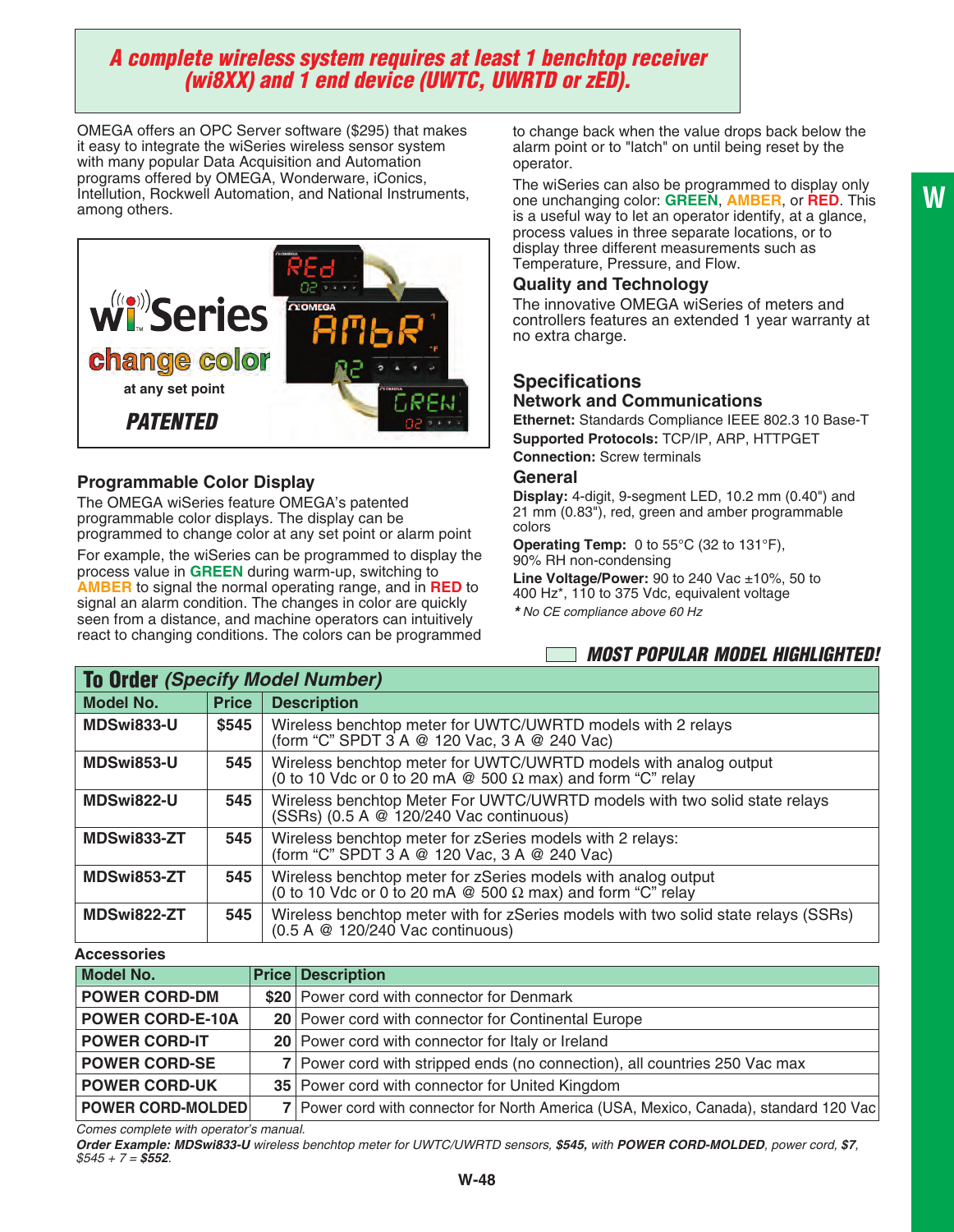**A complete wireless system requires at least 1 benchtop receiver (wi8XX) and 1 end device (UWTC, UWRTD or zED).**

OMEGA offers an OPC Server software ($295) that makes it easy to integrate the wiSeries wireless sensor system with many popular Data Acquisition and Automation programs offered by OMEGA, Wonderware, iConics, Intellution, Rockwell Automation, and National Instruments, among others.

wiSeries change color at any set point PATENTED

### Programmable Color Display

The OMEGA wiSeries feature OMEGA's patented programmable color displays. The display can be programmed to change color at any set point or alarm point

For example, the wiSeries can be programmed to display the process value in **GREEN** during warm-up, switching to **AMBER** to signal the normal operating range, and in **RED** to signal an alarm condition. The changes in color are quickly seen from a distance, and machine operators can intuitively react to changing conditions. The colors can be programmed to change back when the value drops back below the alarm point or to "latch" on until being reset by the operator.

The wiSeries can also be programmed to display only one unchanging color: **GREEN**, **AMBER**, or **RED**. This is a useful way to let an operator identify, at a glance, process values in three separate locations, or to display three different measurements such as Temperature, Pressure, and Flow.

### Quality and Technology

The innovative OMEGA wiSeries of meters and controllers features an extended 1 year warranty at no extra charge.

## Specifications

### Network and Communications

**Ethernet:** Standards Compliance IEEE 802.3 10 Base-T
**Supported Protocols:** TCP/IP, ARP, HTTPGET
**Connection:** Screw terminals

### General

**Display:** 4-digit, 9-segment LED, 10.2 mm (0.40") and 21 mm (0.83"), red, green and amber programmable colors
**Operating Temp:** 0 to 55°C (32 to 131°F), 90% RH non-condensing
**Line Voltage/Power:** 90 to 240 Vac ±10%, 50 to 400 Hz*, 110 to 375 Vdc, equivalent voltage
*\* No CE compliance above 60 Hz*

***MOST POPULAR MODEL HIGHLIGHTED!***

## To Order *(Specify Model Number)*

| Model No. | Price | Description |
|---|---|---|
| MDSwi833-U | $545 | Wireless benchtop meter for UWTC/UWRTD models with 2 relays (form "C" SPDT 3 A @ 120 Vac, 3 A @ 240 Vac) |
| MDSwi853-U | 545 | Wireless benchtop meter for UWTC/UWRTD models with analog output (0 to 10 Vdc or 0 to 20 mA @ 500 Ω max) and form "C" relay |
| MDSwi822-U | 545 | Wireless benchtop Meter For UWTC/UWRTD models with two solid state relays (SSRs) (0.5 A @ 120/240 Vac continuous) |
| MDSwi833-ZT | 545 | Wireless benchtop meter for zSeries models with 2 relays: (form "C" SPDT 3 A @ 120 Vac, 3 A @ 240 Vac) |
| MDSwi853-ZT | 545 | Wireless benchtop meter for zSeries models with analog output (0 to 10 Vdc or 0 to 20 mA @ 500 Ω max) and form "C" relay |
| MDSwi822-ZT | 545 | Wireless benchtop meter with for zSeries models with two solid state relays (SSRs) (0.5 A @ 120/240 Vac continuous) |

**Accessories**

| Model No. | Price | Description |
|---|---|---|
| POWER CORD-DM | $20 | Power cord with connector for Denmark |
| POWER CORD-E-10A | 20 | Power cord with connector for Continental Europe |
| POWER CORD-IT | 20 | Power cord with connector for Italy or Ireland |
| POWER CORD-SE | 7 | Power cord with stripped ends (no connection), all countries 250 Vac max |
| POWER CORD-UK | 35 | Power cord with connector for United Kingdom |
| POWER CORD-MOLDED | 7 | Power cord with connector for North America (USA, Mexico, Canada), standard 120 Vac |

*Comes complete with operator's manual.*
***Order Example: MDSwi833-U** wireless benchtop meter for UWTC/UWRTD sensors, **$545,** with **POWER CORD-MOLDED**, power cord, **$7**, $545 + 7 = **$552**.*